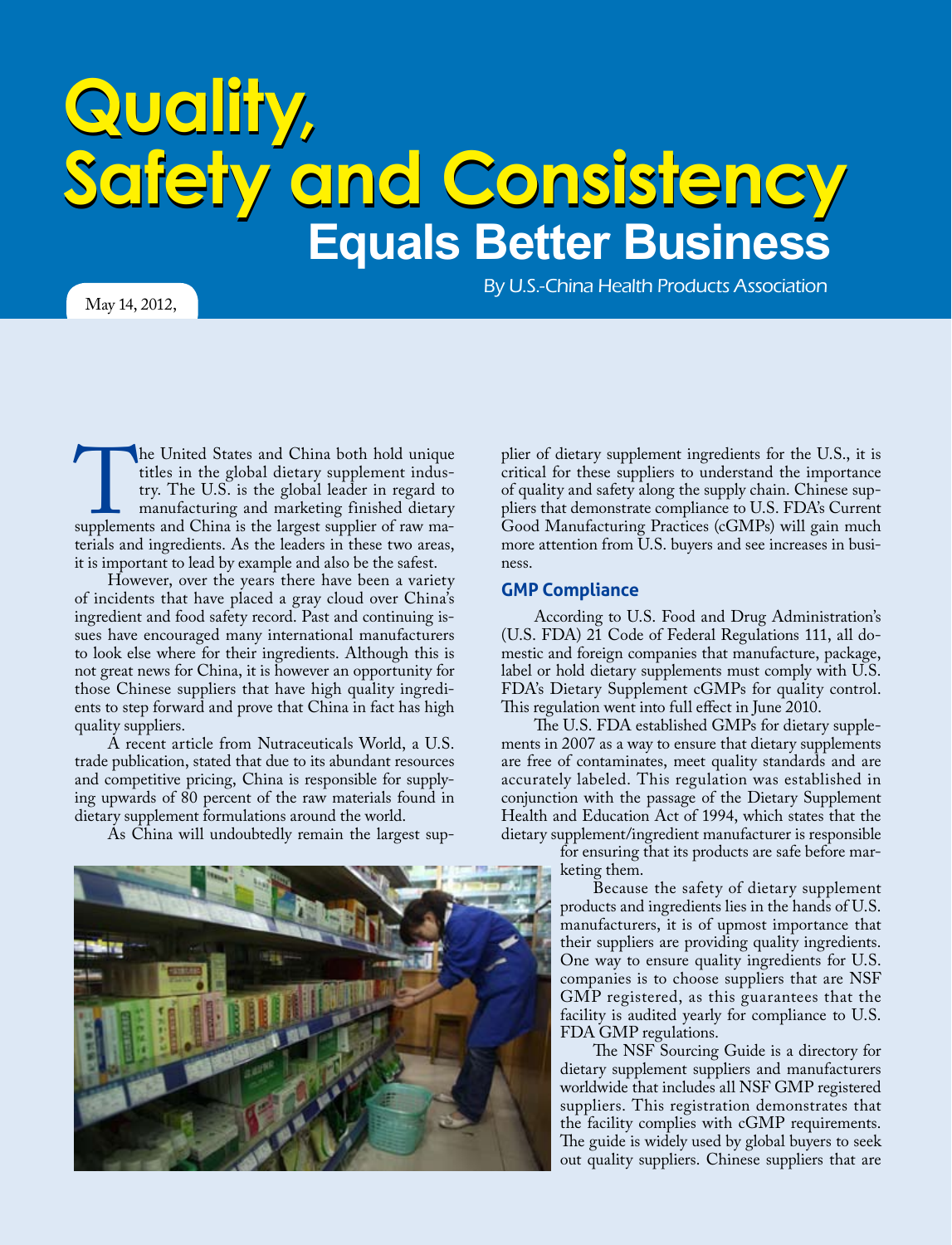# Quality, Safety and Consistency Equals Better Business

By U.S.-China Health Products Association

May 14, 2012,

The United States and China both hold unique titles in the global dietary supplement industry. The U.S. is the global leader in regard to manufacturing and marketing finished dietary supplements and China is the largest supplier of raw materials and ingredients. As the leaders in these two areas, it is important to lead by example and also be the safest.

However, over the years there have been a variety of incidents that have placed a gray cloud over China's ingredient and food safety record. Past and continuing issues have encouraged many international manufacturers to look else where for their ingredients. Although this is not great news for China, it is however an opportunity for those Chinese suppliers that have high quality ingredients to step forward and prove that China in fact has high quality suppliers.

A recent article from Nutraceuticals World, a U.S. trade publication, stated that due to its abundant resources and competitive pricing, China is responsible for supplying upwards of 80 percent of the raw materials found in dietary supplement formulations around the world.

As China will undoubtedly remain the largest supplier of dietary supplement ingredients for the U.S., it is critical for these suppliers to understand the importance of quality and safety along the supply chain. Chinese suppliers that demonstrate compliance to U.S. FDA's Current Good Manufacturing Practices (cGMPs) will gain much more attention from U.S. buyers and see increases in business.

## GMP Compliance

According to U.S. Food and Drug Administration's (U.S. FDA) 21 Code of Federal Regulations 111, all domestic and foreign companies that manufacture, package, label or hold dietary supplements must comply with U.S. FDA's Dietary Supplement cGMPs for quality control. This regulation went into full effect in June 2010.

The U.S. FDA established GMPs for dietary supplements in 2007 as a way to ensure that dietary supplements are free of contaminates, meet quality standards and are accurately labeled. This regulation was established in conjunction with the passage of the Dietary Supplement Health and Education Act of 1994, which states that the dietary supplement/ingredient manufacturer is responsible for ensuring that its products are safe before marketing them.

Because the safety of dietary supplement products and ingredients lies in the hands of U.S. manufacturers, it is of upmost importance that their suppliers are providing quality ingredients. One way to ensure quality ingredients for U.S. companies is to choose suppliers that are NSF GMP registered, as this guarantees that the facility is audited yearly for compliance to U.S. FDA GMP regulations.

The NSF Sourcing Guide is a directory for dietary supplement suppliers and manufacturers worldwide that includes all NSF GMP registered suppliers. This registration demonstrates that the facility complies with cGMP requirements. The guide is widely used by global buyers to seek out quality suppliers. Chinese suppliers that are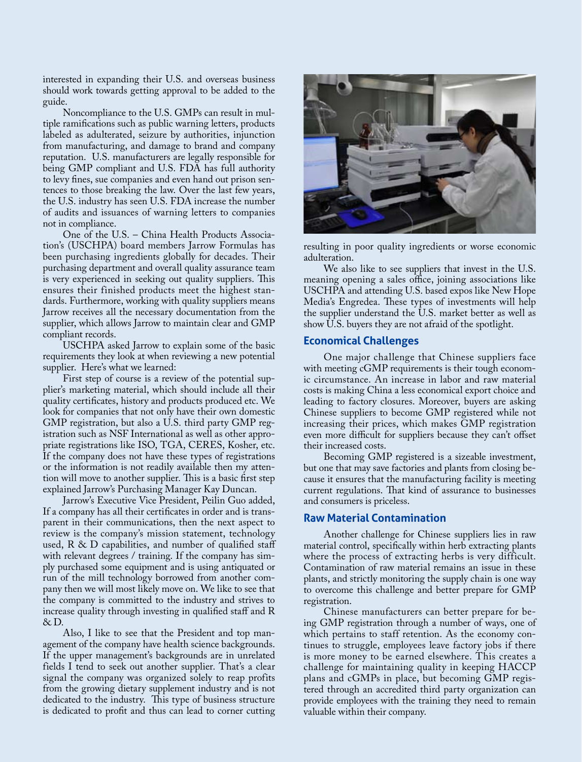interested in expanding their U.S. and overseas business should work towards getting approval to be added to the guide.

Noncompliance to the U.S. GMPs can result in multiple ramifications such as public warning letters, products labeled as adulterated, seizure by authorities, injunction from manufacturing, and damage to brand and company reputation. U.S. manufacturers are legally responsible for being GMP compliant and U.S. FDA has full authority to levy fines, sue companies and even hand out prison sentences to those breaking the law. Over the last few years, the U.S. industry has seen U.S. FDA increase the number of audits and issuances of warning letters to companies not in compliance.

One of the U.S. – China Health Products Association's (USCHPA) board members Jarrow Formulas has been purchasing ingredients globally for decades. Their purchasing department and overall quality assurance team is very experienced in seeking out quality suppliers. This ensures their finished products meet the highest standards. Furthermore, working with quality suppliers means Jarrow receives all the necessary documentation from the supplier, which allows Jarrow to maintain clear and GMP compliant records.

USCHPA asked Jarrow to explain some of the basic requirements they look at when reviewing a new potential supplier. Here's what we learned:

First step of course is a review of the potential supplier's marketing material, which should include all their quality certificates, history and products produced etc. We look for companies that not only have their own domestic GMP registration, but also a U.S. third party GMP registration such as NSF International as well as other appropriate registrations like ISO, TGA, CERES, Kosher, etc. If the company does not have these types of registrations or the information is not readily available then my attention will move to another supplier. This is a basic first step explained Jarrow's Purchasing Manager Kay Duncan.

Jarrow's Executive Vice President, Peilin Guo added, If a company has all their certificates in order and is transparent in their communications, then the next aspect to review is the company's mission statement, technology used, R & D capabilities, and number of qualified staff with relevant degrees / training. If the company has simply purchased some equipment and is using antiquated or run of the mill technology borrowed from another company then we will most likely move on. We like to see that the company is committed to the industry and strives to increase quality through investing in qualified staff and R & D.

Also, I like to see that the President and top management of the company have health science backgrounds. If the upper management's backgrounds are in unrelated fields I tend to seek out another supplier. That's a clear signal the company was organized solely to reap profits from the growing dietary supplement industry and is not dedicated to the industry. This type of business structure is dedicated to profit and thus can lead to corner cutting resulting in poor quality ingredients or worse economic adulteration.

We also like to see suppliers that invest in the U.S. meaning opening a sales office, joining associations like USCHPA and attending U.S. based expos like New Hope Media's Engredea. These types of investments will help the supplier understand the U.S. market better as well as show U.S. buyers they are not afraid of the spotlight.

## Economical Challenges

One major challenge that Chinese suppliers face with meeting cGMP requirements is their tough economic circumstance. An increase in labor and raw material costs is making China a less economical export choice and leading to factory closures. Moreover, buyers are asking Chinese suppliers to become GMP registered while not increasing their prices, which makes GMP registration even more difficult for suppliers because they can't offset their increased costs.

Becoming GMP registered is a sizeable investment, but one that may save factories and plants from closing because it ensures that the manufacturing facility is meeting current regulations. That kind of assurance to businesses and consumers is priceless.

## Raw Material Contamination

Another challenge for Chinese suppliers lies in raw material control, specifically within herb extracting plants where the process of extracting herbs is very difficult. Contamination of raw material remains an issue in these plants, and strictly monitoring the supply chain is one way to overcome this challenge and better prepare for GMP registration.

Chinese manufacturers can better prepare for being GMP registration through a number of ways, one of which pertains to staff retention. As the economy continues to struggle, employees leave factory jobs if there is more money to be earned elsewhere. This creates a challenge for maintaining quality in keeping HACCP plans and cGMPs in place, but becoming GMP registered through an accredited third party organization can provide employees with the training they need to remain valuable within their company.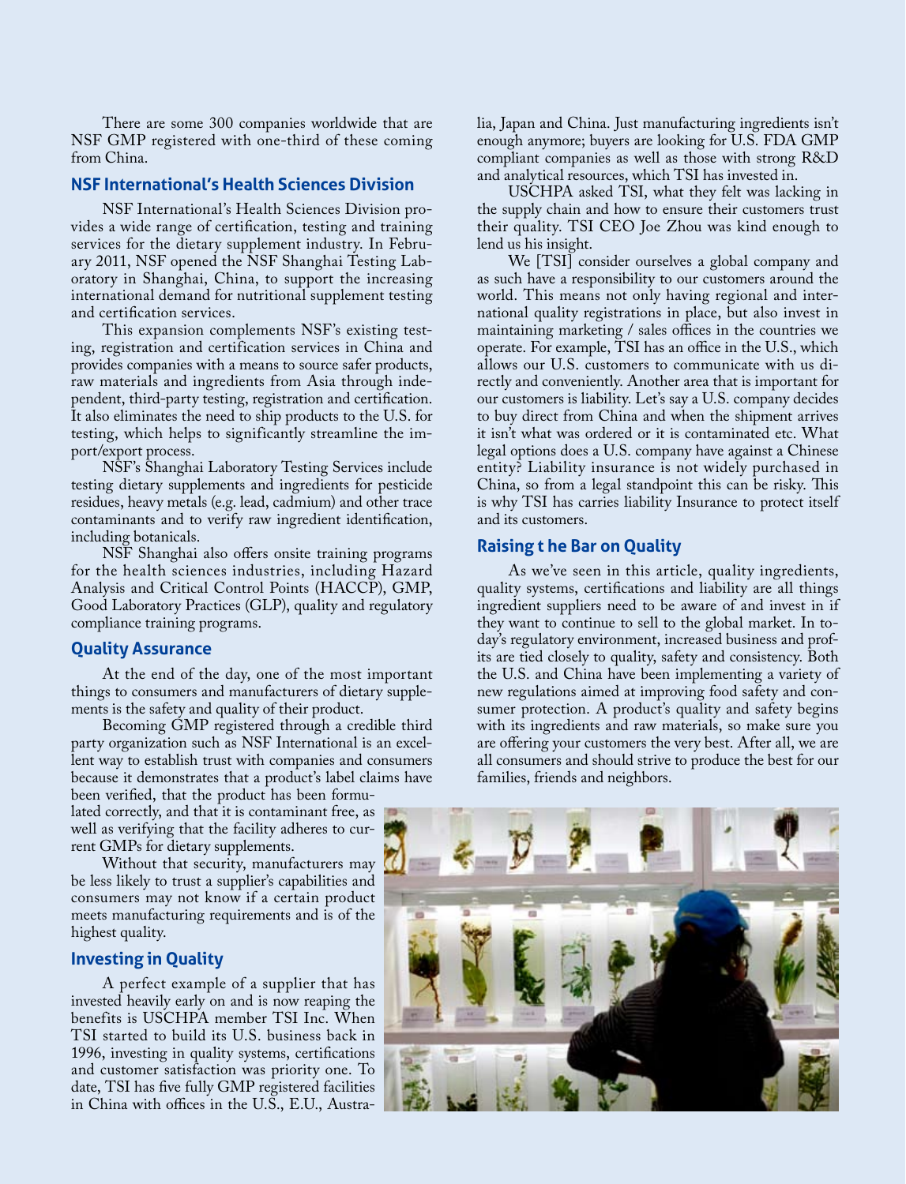There are some 300 companies worldwide that are NSF GMP registered with one-third of these coming from China.

## NSF International's Health Sciences Division

NSF International's Health Sciences Division provides a wide range of certification, testing and training services for the dietary supplement industry. In February 2011, NSF opened the NSF Shanghai Testing Laboratory in Shanghai, China, to support the increasing international demand for nutritional supplement testing and certification services.

This expansion complements NSF's existing testing, registration and certification services in China and provides companies with a means to source safer products, raw materials and ingredients from Asia through independent, third-party testing, registration and certification. It also eliminates the need to ship products to the U.S. for testing, which helps to significantly streamline the import/export process.

NSF's Shanghai Laboratory Testing Services include testing dietary supplements and ingredients for pesticide residues, heavy metals (e.g. lead, cadmium) and other trace contaminants and to verify raw ingredient identification, including botanicals.

NSF Shanghai also offers onsite training programs for the health sciences industries, including Hazard Analysis and Critical Control Points (HACCP), GMP, Good Laboratory Practices (GLP), quality and regulatory compliance training programs.

## Quality Assurance

At the end of the day, one of the most important things to consumers and manufacturers of dietary supplements is the safety and quality of their product.

Becoming GMP registered through a credible third party organization such as NSF International is an excellent way to establish trust with companies and consumers because it demonstrates that a product's label claims have been verified, that the product has been formulated correctly, and that it is contaminant free, as well as verifying that the facility adheres to current GMPs for dietary supplements.

Without that security, manufacturers may be less likely to trust a supplier's capabilities and consumers may not know if a certain product meets manufacturing requirements and is of the highest quality.

## Investing in Quality

A perfect example of a supplier that has invested heavily early on and is now reaping the benefits is USCHPA member TSI Inc. When TSI started to build its U.S. business back in 1996, investing in quality systems, certifications and customer satisfaction was priority one. To date, TSI has five fully GMP registered facilities in China with offices in the U.S., E.U., Australia, Japan and China. Just manufacturing ingredients isn't enough anymore; buyers are looking for U.S. FDA GMP compliant companies as well as those with strong R&D and analytical resources, which TSI has invested in.

USCHPA asked TSI, what they felt was lacking in the supply chain and how to ensure their customers trust their quality. TSI CEO Joe Zhou was kind enough to lend us his insight.

We [TSI] consider ourselves a global company and as such have a responsibility to our customers around the world. This means not only having regional and international quality registrations in place, but also invest in maintaining marketing / sales offices in the countries we operate. For example, TSI has an office in the U.S., which allows our U.S. customers to communicate with us directly and conveniently. Another area that is important for our customers is liability. Let's say a U.S. company decides to buy direct from China and when the shipment arrives it isn't what was ordered or it is contaminated etc. What legal options does a U.S. company have against a Chinese entity? Liability insurance is not widely purchased in China, so from a legal standpoint this can be risky. This is why TSI has carries liability Insurance to protect itself and its customers.

## Raising t he Bar on Quality

As we've seen in this article, quality ingredients, quality systems, certifications and liability are all things ingredient suppliers need to be aware of and invest in if they want to continue to sell to the global market. In today's regulatory environment, increased business and profits are tied closely to quality, safety and consistency. Both the U.S. and China have been implementing a variety of new regulations aimed at improving food safety and consumer protection. A product's quality and safety begins with its ingredients and raw materials, so make sure you are offering your customers the very best. After all, we are all consumers and should strive to produce the best for our families, friends and neighbors.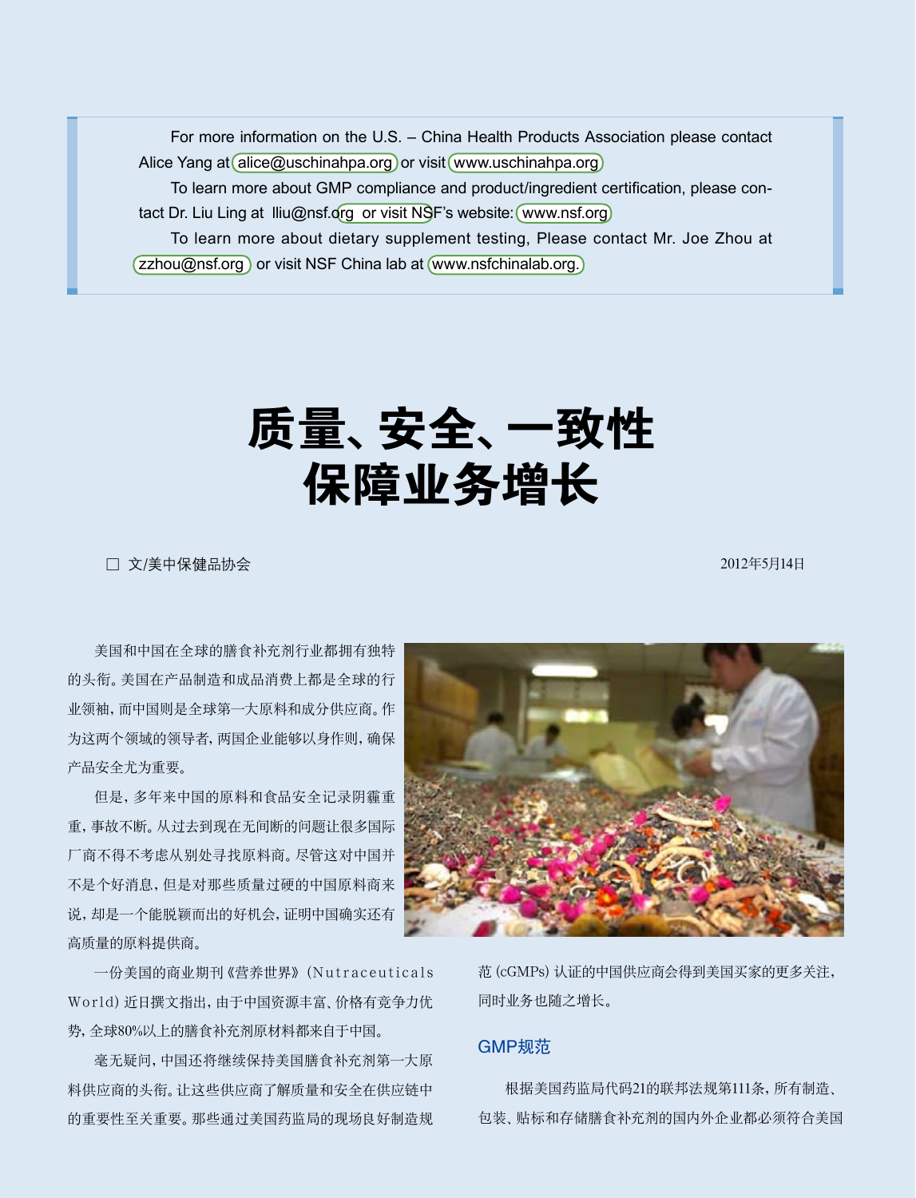For more information on the U.S. – China Health Products Association please contact Alice Yang at alice@uschinahpa.org or visit www.uschinahpa.org

To learn more about GMP compliance and product/ingredient certification, please contact Dr. Liu Ling at lliu@nsf.org or visit NSF's website: www.nsf.org

To learn more about dietary supplement testing, Please contact Mr. Joe Zhou at zzhou@nsf.org or visit NSF China lab at www.nsfchinalab.org.

# 质量、安全、一致性保障业务增长

□ 文/美中保健品协会

2012年5月14日

美国和中国在全球的膳食补充剂行业都拥有独特的头衔。美国在产品制造和成品消费上都是全球的行业领袖，而中国则是全球第一大原料和成分供应商。作为这两个领域的领导者，两国企业能够以身作则，确保产品安全尤为重要。

但是，多年来中国的原料和食品安全记录阴霾重重，事故不断。从过去到现在无间断的问题让很多国际厂商不得不考虑从别处寻找原料商。尽管这对中国并不是个好消息，但是对那些质量过硬的中国原料商来说，却是一个能脱颖而出的好机会，证明中国确实还有高质量的原料提供商。

一份美国的商业期刊《营养世界》（Nutraceuticals World）近日撰文指出，由于中国资源丰富、价格有竞争力优势，全球80%以上的膳食补充剂原材料都来自于中国。

毫无疑问，中国还将继续保持美国膳食补充剂第一大原料供应商的头衔。让这些供应商了解质量和安全在供应链中的重要性至关重要。那些通过美国药监局的现场良好制造规范（cGMPs）认证的中国供应商会得到美国买家的更多关注，同时业务也随之增长。

## GMP规范

根据美国药监局代码21的联邦法规第111条，所有制造、包装、贴标和存储膳食补充剂的国内外企业都必须符合美国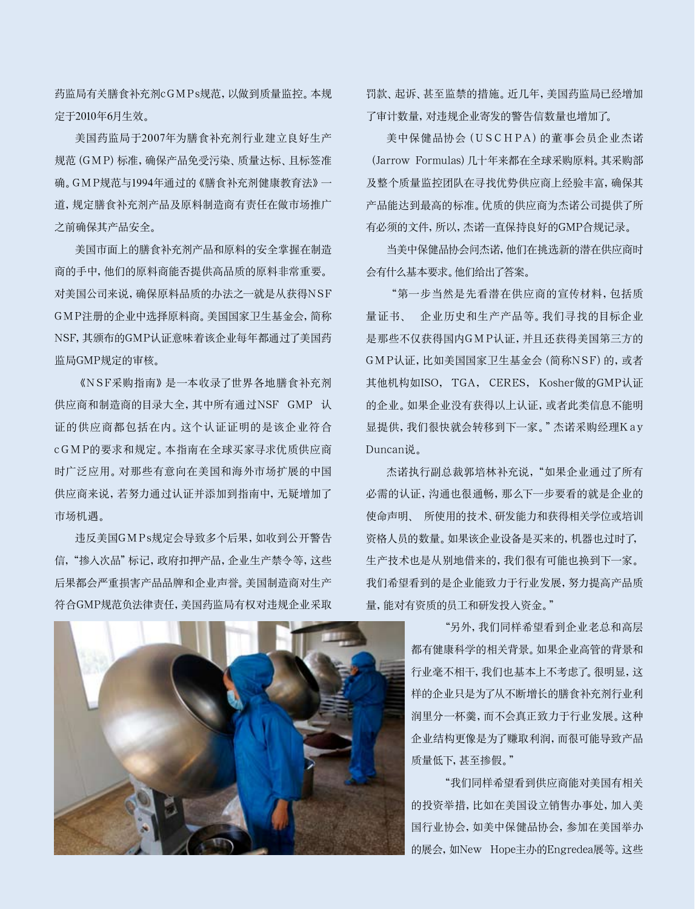药监局有关膳食补充剂cGMPs规范，以做到质量监控。本规定于2010年6月生效。

美国药监局于2007年为膳食补充剂行业建立良好生产规范（GMP）标准，确保产品免受污染、质量达标、且标签准确。GMP规范与1994年通过的《膳食补充剂健康教育法》一道，规定膳食补充剂产品及原料制造商有责任在做市场推广之前确保其产品安全。

美国市面上的膳食补充剂产品和原料的安全掌握在制造商的手中，他们的原料商能否提供高品质的原料非常重要。对美国公司来说，确保原料品质的办法之一就是从获得NSF GMP注册的企业中选择原料商。美国国家卫生基金会，简称NSF，其颁布的GMP认证意味着该企业每年都通过了美国药监局GMP规定的审核。

《NSF采购指南》是一本收录了世界各地膳食补充剂供应商和制造商的目录大全，其中所有通过NSF GMP 认证的供应商都包括在内。这个认证证明的是该企业符合cGMP的要求和规定。本指南在全球买家寻求优质供应商时广泛应用。对那些有意向在美国和海外市场扩展的中国供应商来说，若努力通过认证并添加到指南中，无疑增加了市场机遇。

违反美国GMPs规定会导致多个后果，如收到公开警告信，"掺入次品"标记，政府扣押产品，企业生产禁令等，这些后果都会严重损害产品品牌和企业声誉。美国制造商对生产符合GMP规范负法律责任，美国药监局有权对违规企业采取罚款、起诉、甚至监禁的措施。近几年，美国药监局已经增加了审计数量，对违规企业寄发的警告信数量也增加了。

美中保健品协会（USCHPA）的董事会员企业杰诺（Jarrow Formulas）几十年来都在全球采购原料。其采购部及整个质量监控团队在寻找优势供应商上经验丰富，确保其产品能达到最高的标准。优质的供应商为杰诺公司提供了所有必须的文件，所以，杰诺一直保持良好的GMP合规记录。

当美中保健品协会问杰诺，他们在挑选新的潜在供应商时会有什么基本要求。他们给出了答案。

"第一步当然是先看潜在供应商的宣传材料，包括质量证书、 企业历史和生产产品等。我们寻找的目标企业是那些不仅获得国内GMP认证，并且还获得美国第三方的GMP认证，比如美国国家卫生基金会（简称NSF）的，或者其他机构如ISO， TGA， CERES， Kosher做的GMP认证的企业。如果企业没有获得以上认证，或者此类信息不能明显提供，我们很快就会转移到下一家。"杰诺采购经理Kay Duncan说。

杰诺执行副总裁郭培林补充说，"如果企业通过了所有必需的认证，沟通也很通畅，那么下一步要看的就是企业的使命声明、 所使用的技术、研发能力和获得相关学位或培训资格人员的数量。如果该企业设备是买来的，机器也过时了，生产技术也是从别地借来的，我们很有可能换到下一家。我们希望看到的是企业能致力于行业发展，努力提高产品质量，能对有资质的员工和研发投入资金。"

"另外，我们同样希望看到企业老总和高层都有健康科学的相关背景。如果企业高管的背景和行业毫不相干，我们也基本上不考虑了。很明显，这样的企业只是为了从不断增长的膳食补充剂行业利润里分一杯羹，而不会真正致力于行业发展。这种企业结构更像是为了赚取利润，而很可能导致产品质量低下，甚至掺假。"

"我们同样希望看到供应商能对美国有相关的投资举措，比如在美国设立销售办事处，加入美国行业协会，如美中保健品协会，参加在美国举办的展会，如New Hope主办的Engredea展等。这些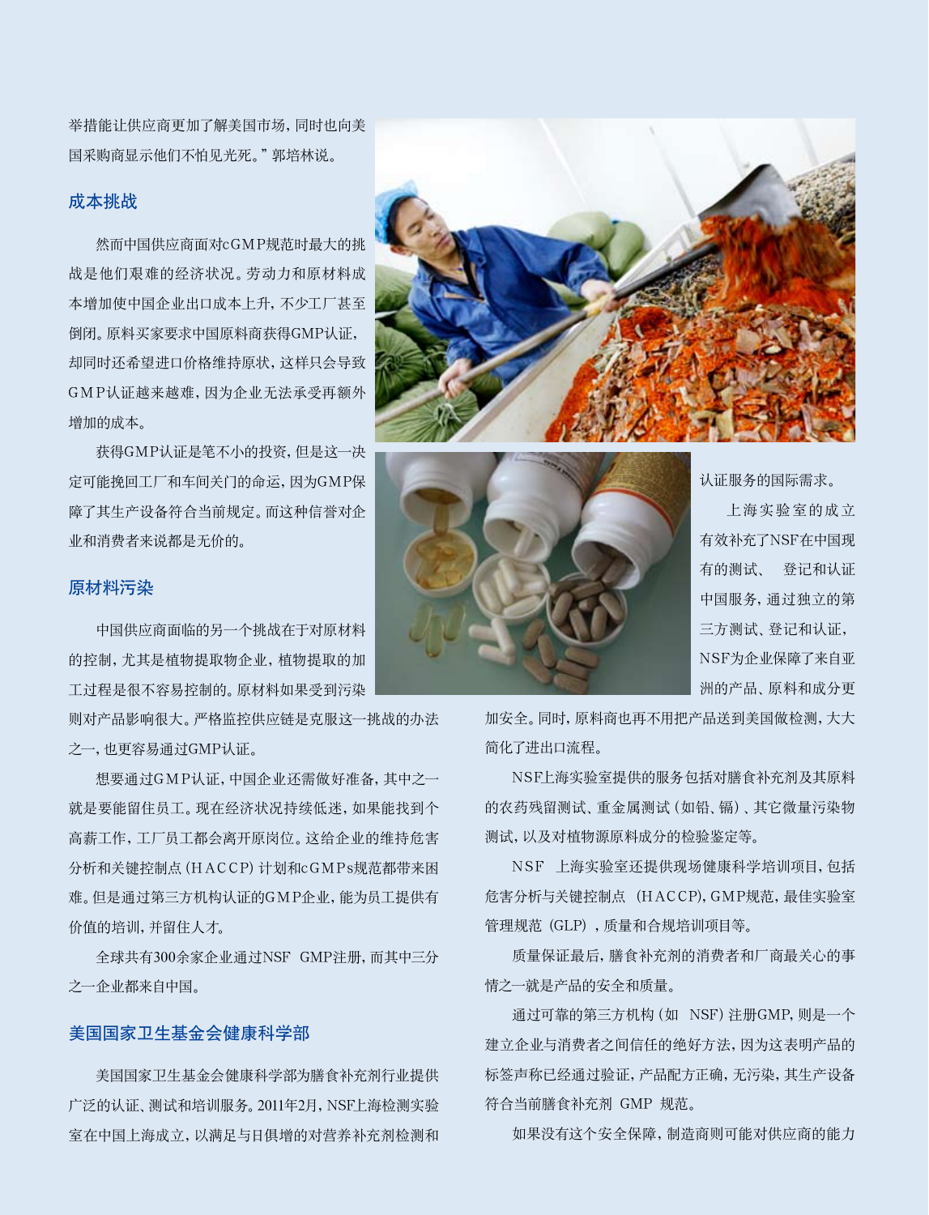举措能让供应商更加了解美国市场，同时也向美国采购商显示他们不怕见光死。”郭培林说。

## 成本挑战

然而中国供应商面对cGMP规范时最大的挑战是他们艰难的经济状况。劳动力和原材料成本增加使中国企业出口成本上升，不少工厂甚至倒闭。原料买家要求中国原料商获得GMP认证，却同时还希望进口价格维持原状，这样只会导致GMP认证越来越难，因为企业无法承受再额外增加的成本。

获得GMP认证是笔不小的投资，但是这一决定可能挽回工厂和车间关门的命运，因为GMP保障了其生产设备符合当前规定。而这种信誉对企业和消费者来说都是无价的。

## 原材料污染

中国供应商面临的另一个挑战在于对原材料的控制，尤其是植物提取物企业，植物提取的加工过程是很不容易控制的。原材料如果受到污染则对产品影响很大。严格监控供应链是克服这一挑战的办法之一，也更容易通过GMP认证。

想要通过GMP认证，中国企业还需做好准备，其中之一就是要能留住员工。现在经济状况持续低迷，如果能找到个高薪工作，工厂员工都会离开原岗位。这给企业的维持危害分析和关键控制点（HACCP）计划和cGMPs规范都带来困难。但是通过第三方机构认证的GMP企业，能为员工提供有价值的培训，并留住人才。

全球共有300余家企业通过NSF GMP注册，而其中三分之一企业都来自中国。

## 美国国家卫生基金会健康科学部

美国国家卫生基金会健康科学部为膳食补充剂行业提供广泛的认证、测试和培训服务。2011年2月，NSF上海检测实验室在中国上海成立，以满足与日俱增的对营养补充剂检测和认证服务的国际需求。

上海实验室的成立有效补充了NSF在中国现有的测试、登记和认证中国服务，通过独立的第三方测试、登记和认证，NSF为企业保障了来自亚洲的产品、原料和成分更加安全。同时，原料商也再不用把产品送到美国做检测，大大简化了进出口流程。

NSF上海实验室提供的服务包括对膳食补充剂及其原料的农药残留测试、重金属测试（如铅、镉）、其它微量污染物测试，以及对植物源原料成分的检验鉴定等。

NSF 上海实验室还提供现场健康科学培训项目，包括危害分析与关键控制点（HACCP），GMP规范，最佳实验室管理规范（GLP），质量和合规培训项目等。

质量保证最后，膳食补充剂的消费者和厂商最关心的事情之一就是产品的安全和质量。

通过可靠的第三方机构（如 NSF）注册GMP，则是一个建立企业与消费者之间信任的绝好方法，因为这表明产品的标签声称已经通过验证，产品配方正确，无污染，其生产设备符合当前膳食补充剂 GMP 规范。

如果没有这个安全保障，制造商则可能对供应商的能力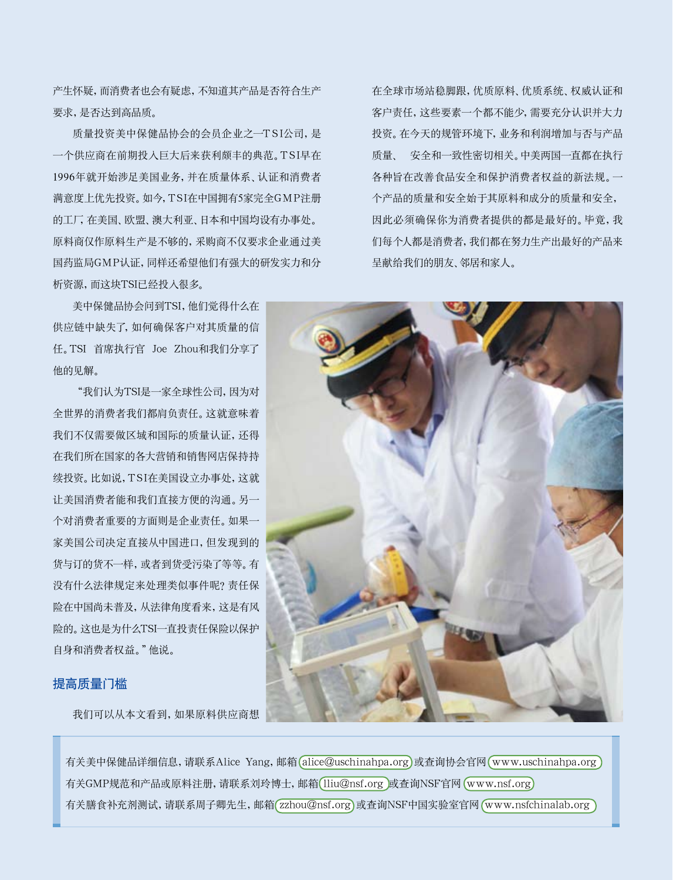产生怀疑，而消费者也会有疑虑，不知道其产品是否符合生产要求，是否达到高品质。

质量投资美中保健品协会的会员企业之一TSI公司，是一个供应商在前期投入巨大后来获利颇丰的典范。TSI早在1996年就开始涉足美国业务，并在质量体系、认证和消费者满意度上优先投资。如今，TSI在中国拥有5家完全GMP注册的工厂，在美国、欧盟、澳大利亚、日本和中国均设有办事处。原料商仅作原料生产是不够的，采购商不仅要求企业通过美国药监局GMP认证，同样还希望他们有强大的研发实力和分析资源，而这块TSI已经投入很多。

美中保健品协会问到TSI，他们觉得什么在供应链中缺失了，如何确保客户对其质量的信任。TSI 首席执行官 Joe Zhou和我们分享了他的见解。

"我们认为TSI是一家全球性公司，因为对全世界的消费者我们都肩负责任。这就意味着我们不仅需要做区域和国际的质量认证，还得在我们所在国家的各大营销和销售网店保持持续投资。比如说，TSI在美国设立办事处，这就让美国消费者能和我们直接方便的沟通。另一个对消费者重要的方面则是企业责任。如果一家美国公司决定直接从中国进口，但发现到的货与订的货不一样，或者到货受污染了等等。有没有什么法律规定来处理类似事件呢？责任保险在中国尚未普及，从法律角度看来，这是有风险的。这也是为什么TSI一直投责任保险以保护自身和消费者权益。"他说。

## 提高质量门槛

我们可以从本文看到，如果原料供应商想在全球市场站稳脚跟，优质原料、优质系统、权威认证和客户责任，这些要素一个都不能少，需要充分认识并大力投资。在今天的规管环境下，业务和利润增加与否与产品质量、 安全和一致性密切相关。中美两国一直都在执行各种旨在改善食品安全和保护消费者权益的新法规。一个产品的质量和安全始于其原料和成分的质量和安全，因此必须确保你为消费者提供的都是最好的。毕竟，我们每个人都是消费者，我们都在努力生产出最好的产品来呈献给我们的朋友、邻居和家人。

有关美中保健品详细信息，请联系Alice Yang，邮箱 alice@uschinahpa.org 或查询协会官网 www.uschinahpa.org

有关GMP规范和产品或原料注册，请联系刘玲博士，邮箱 lliu@nsf.org 或查询NSF官网 www.nsf.org

有关膳食补充剂测试，请联系周子卿先生，邮箱 zzhou@nsf.org 或查询NSF中国实验室官网 www.nsfchinalab.org